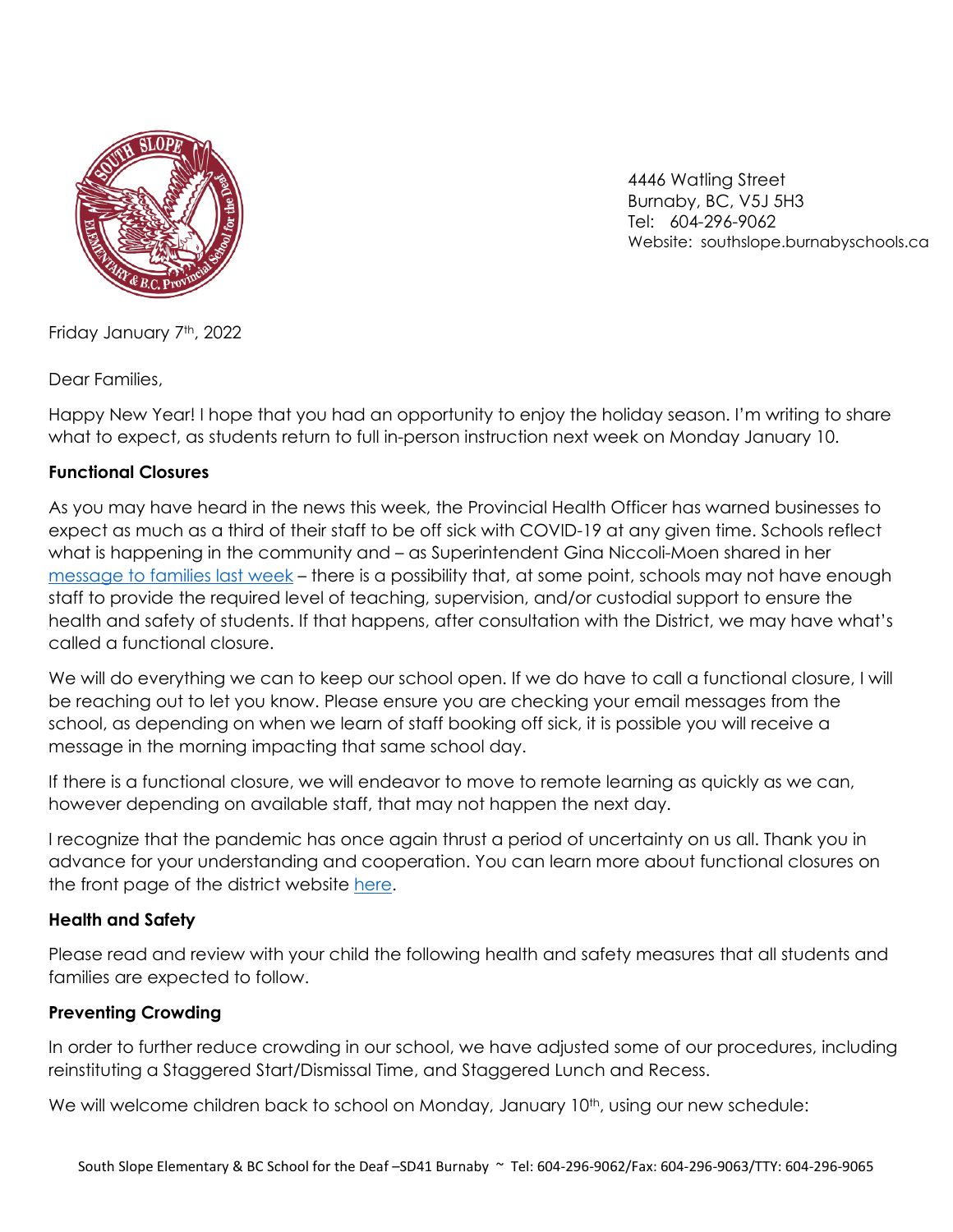4446 Watling Street
Burnaby, BC, V5J 5H3
Tel: 604-296-9062
Website: southslope.burnabyschools.ca

Friday January 7th, 2022

Dear Families,

Happy New Year! I hope that you had an opportunity to enjoy the holiday season. I'm writing to share what to expect, as students return to full in-person instruction next week on Monday January 10.

**Functional Closures**

As you may have heard in the news this week, the Provincial Health Officer has warned businesses to expect as much as a third of their staff to be off sick with COVID-19 at any given time. Schools reflect what is happening in the community and – as Superintendent Gina Niccoli-Moen shared in her message to families last week – there is a possibility that, at some point, schools may not have enough staff to provide the required level of teaching, supervision, and/or custodial support to ensure the health and safety of students. If that happens, after consultation with the District, we may have what's called a functional closure.

We will do everything we can to keep our school open. If we do have to call a functional closure, I will be reaching out to let you know. Please ensure you are checking your email messages from the school, as depending on when we learn of staff booking off sick, it is possible you will receive a message in the morning impacting that same school day.

If there is a functional closure, we will endeavor to move to remote learning as quickly as we can, however depending on available staff, that may not happen the next day.

I recognize that the pandemic has once again thrust a period of uncertainty on us all. Thank you in advance for your understanding and cooperation. You can learn more about functional closures on the front page of the district website here.

**Health and Safety**

Please read and review with your child the following health and safety measures that all students and families are expected to follow.

**Preventing Crowding**

In order to further reduce crowding in our school, we have adjusted some of our procedures, including reinstituting a Staggered Start/Dismissal Time, and Staggered Lunch and Recess.

We will welcome children back to school on Monday, January 10th, using our new schedule: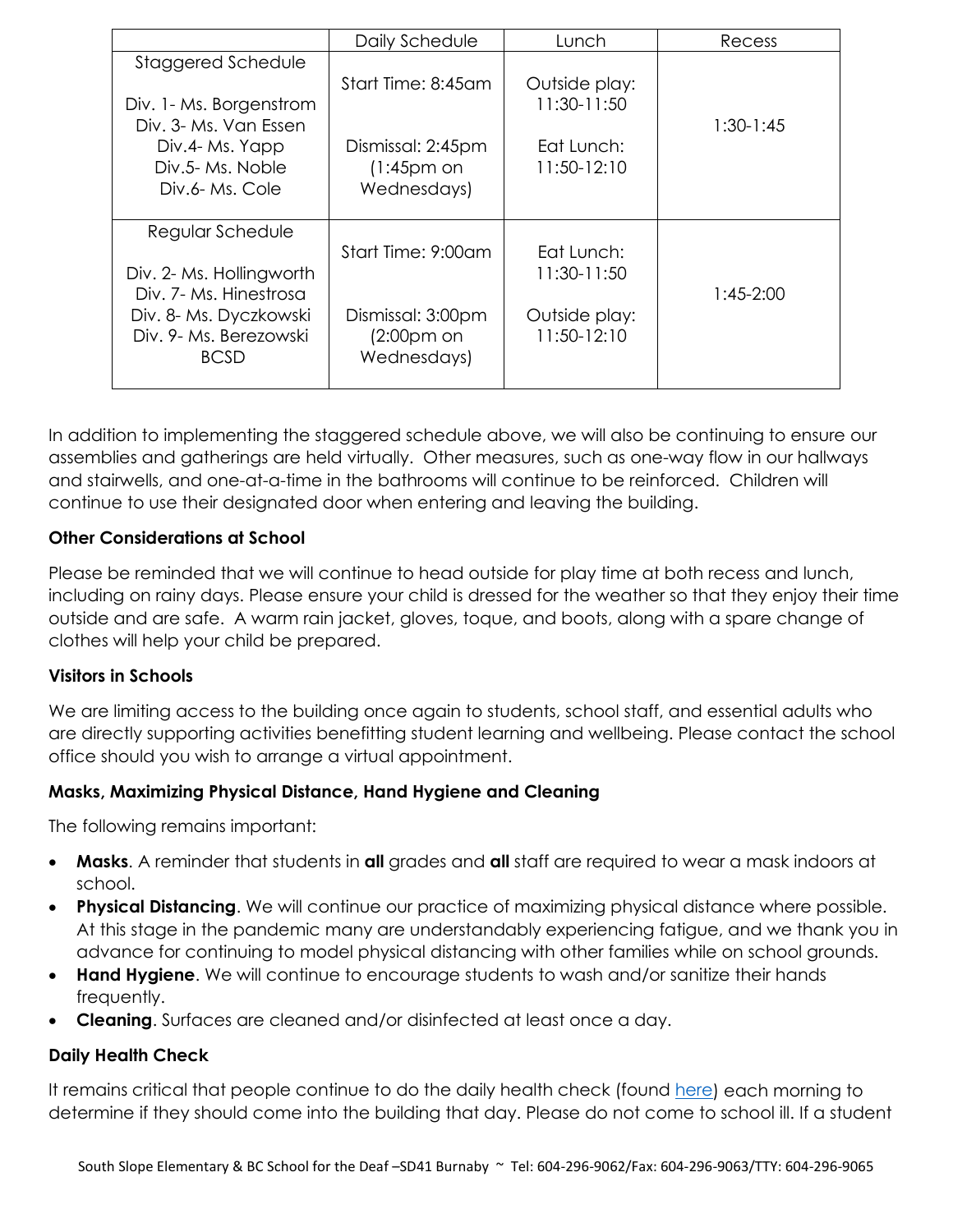| | Daily Schedule | Lunch | Recess |
|---|---|---|---|
| Staggered Schedule<br><br>Div. 1- Ms. Borgenstrom<br>Div. 3- Ms. Van Essen<br>Div.4- Ms. Yapp<br>Div.5- Ms. Noble<br>Div.6- Ms. Cole | Start Time: 8:45am<br><br>Dismissal: 2:45pm (1:45pm on Wednesdays) | Outside play: 11:30-11:50<br><br>Eat Lunch: 11:50-12:10 | 1:30-1:45 |
| Regular Schedule<br><br>Div. 2- Ms. Hollingworth<br>Div. 7- Ms. Hinestrosa<br>Div. 8- Ms. Dyczkowski<br>Div. 9- Ms. Berezowski<br>BCSD | Start Time: 9:00am<br><br>Dismissal: 3:00pm (2:00pm on Wednesdays) | Eat Lunch: 11:30-11:50<br><br>Outside play: 11:50-12:10 | 1:45-2:00 |

In addition to implementing the staggered schedule above, we will also be continuing to ensure our assemblies and gatherings are held virtually. Other measures, such as one-way flow in our hallways and stairwells, and one-at-a-time in the bathrooms will continue to be reinforced. Children will continue to use their designated door when entering and leaving the building.

### Other Considerations at School

Please be reminded that we will continue to head outside for play time at both recess and lunch, including on rainy days. Please ensure your child is dressed for the weather so that they enjoy their time outside and are safe. A warm rain jacket, gloves, toque, and boots, along with a spare change of clothes will help your child be prepared.

### Visitors in Schools

We are limiting access to the building once again to students, school staff, and essential adults who are directly supporting activities benefitting student learning and wellbeing. Please contact the school office should you wish to arrange a virtual appointment.

### Masks, Maximizing Physical Distance, Hand Hygiene and Cleaning

The following remains important:

- **Masks**. A reminder that students in **all** grades and **all** staff are required to wear a mask indoors at school.
- **Physical Distancing**. We will continue our practice of maximizing physical distance where possible. At this stage in the pandemic many are understandably experiencing fatigue, and we thank you in advance for continuing to model physical distancing with other families while on school grounds.
- **Hand Hygiene**. We will continue to encourage students to wash and/or sanitize their hands frequently.
- **Cleaning**. Surfaces are cleaned and/or disinfected at least once a day.

### Daily Health Check

It remains critical that people continue to do the daily health check (found [here]) each morning to determine if they should come into the building that day. Please do not come to school ill. If a student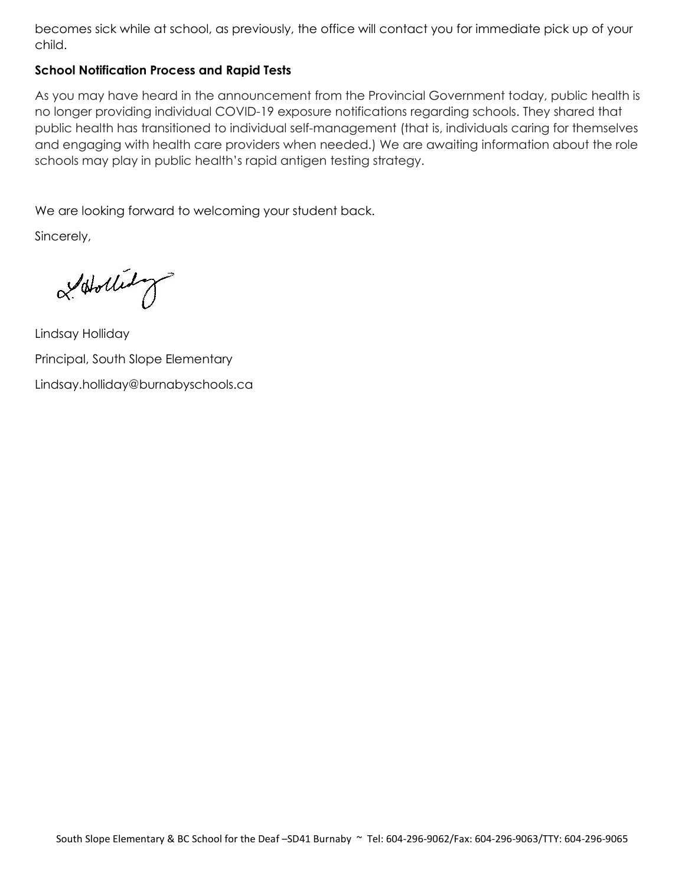becomes sick while at school, as previously, the office will contact you for immediate pick up of your child.

**School Notification Process and Rapid Tests**

As you may have heard in the announcement from the Provincial Government today, public health is no longer providing individual COVID-19 exposure notifications regarding schools. They shared that public health has transitioned to individual self-management (that is, individuals caring for themselves and engaging with health care providers when needed.) We are awaiting information about the role schools may play in public health's rapid antigen testing strategy.

We are looking forward to welcoming your student back.

Sincerely,

Lindsay Holliday

Principal, South Slope Elementary

Lindsay.holliday@burnabyschools.ca

South Slope Elementary & BC School for the Deaf –SD41 Burnaby ~ Tel: 604-296-9062/Fax: 604-296-9063/TTY: 604-296-9065